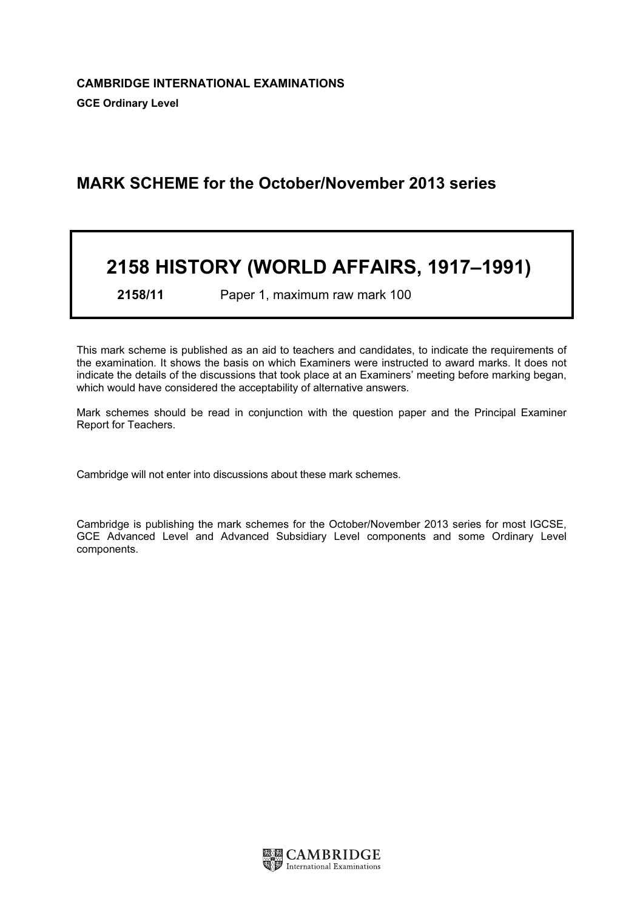**CAMBRIDGE INTERNATIONAL EXAMINATIONS**

**GCE Ordinary Level**

## MARK SCHEME for the October/November 2013 series

# 2158 HISTORY (WORLD AFFAIRS, 1917–1991)

**2158/11** Paper 1, maximum raw mark 100

This mark scheme is published as an aid to teachers and candidates, to indicate the requirements of the examination. It shows the basis on which Examiners were instructed to award marks. It does not indicate the details of the discussions that took place at an Examiners' meeting before marking began, which would have considered the acceptability of alternative answers.

Mark schemes should be read in conjunction with the question paper and the Principal Examiner Report for Teachers.

Cambridge will not enter into discussions about these mark schemes.

Cambridge is publishing the mark schemes for the October/November 2013 series for most IGCSE, GCE Advanced Level and Advanced Subsidiary Level components and some Ordinary Level components.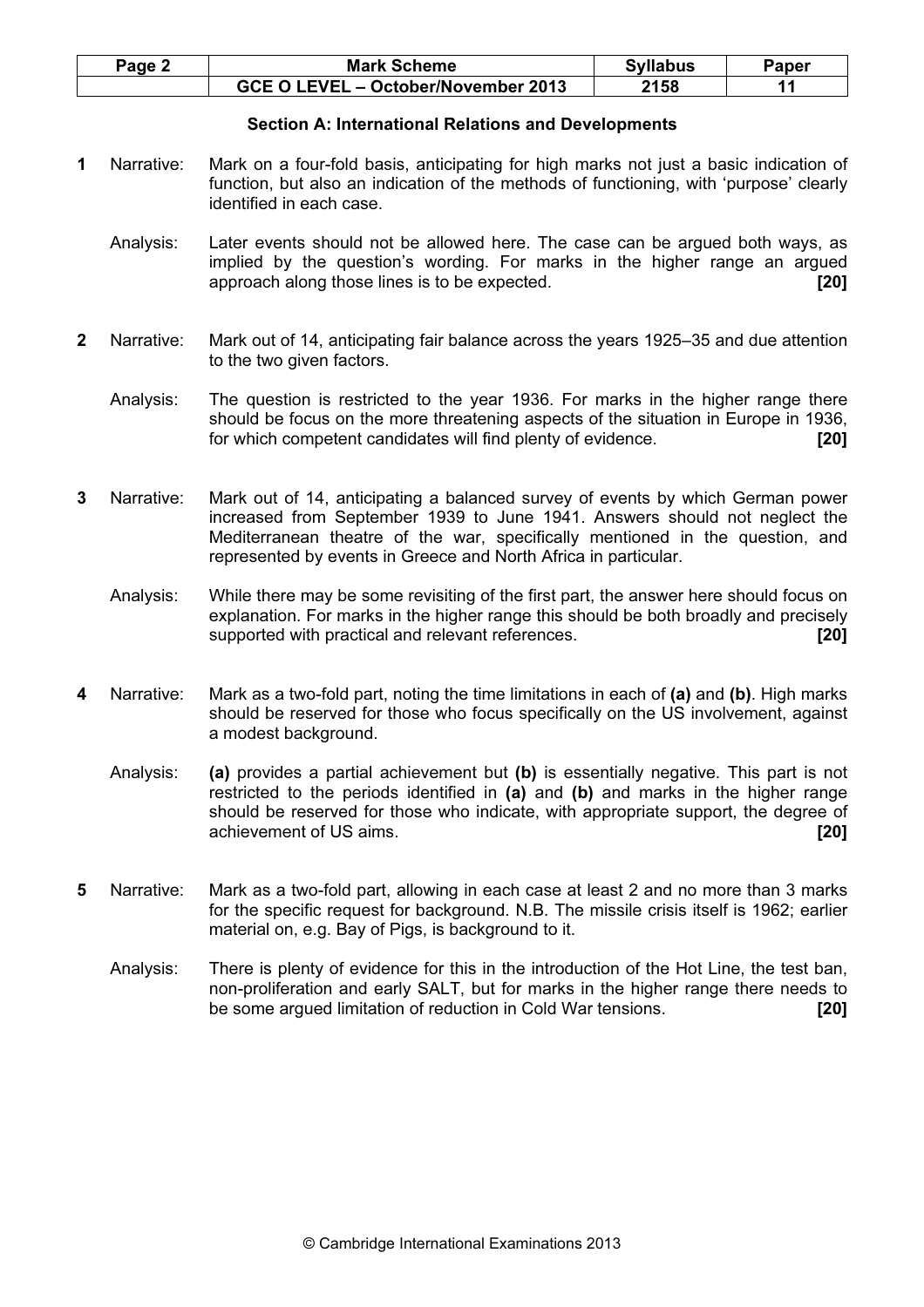## Section A: International Relations and Developments

**1** Narrative: Mark on a four-fold basis, anticipating for high marks not just a basic indication of function, but also an indication of the methods of functioning, with 'purpose' clearly identified in each case.

Analysis: Later events should not be allowed here. The case can be argued both ways, as implied by the question's wording. For marks in the higher range an argued approach along those lines is to be expected. **[20]**

**2** Narrative: Mark out of 14, anticipating fair balance across the years 1925–35 and due attention to the two given factors.

Analysis: The question is restricted to the year 1936. For marks in the higher range there should be focus on the more threatening aspects of the situation in Europe in 1936, for which competent candidates will find plenty of evidence. **[20]**

**3** Narrative: Mark out of 14, anticipating a balanced survey of events by which German power increased from September 1939 to June 1941. Answers should not neglect the Mediterranean theatre of the war, specifically mentioned in the question, and represented by events in Greece and North Africa in particular.

Analysis: While there may be some revisiting of the first part, the answer here should focus on explanation. For marks in the higher range this should be both broadly and precisely supported with practical and relevant references. **[20]**

**4** Narrative: Mark as a two-fold part, noting the time limitations in each of **(a)** and **(b)**. High marks should be reserved for those who focus specifically on the US involvement, against a modest background.

Analysis: **(a)** provides a partial achievement but **(b)** is essentially negative. This part is not restricted to the periods identified in **(a)** and **(b)** and marks in the higher range should be reserved for those who indicate, with appropriate support, the degree of achievement of US aims. **[20]**

**5** Narrative: Mark as a two-fold part, allowing in each case at least 2 and no more than 3 marks for the specific request for background. N.B. The missile crisis itself is 1962; earlier material on, e.g. Bay of Pigs, is background to it.

Analysis: There is plenty of evidence for this in the introduction of the Hot Line, the test ban, non-proliferation and early SALT, but for marks in the higher range there needs to be some argued limitation of reduction in Cold War tensions. **[20]**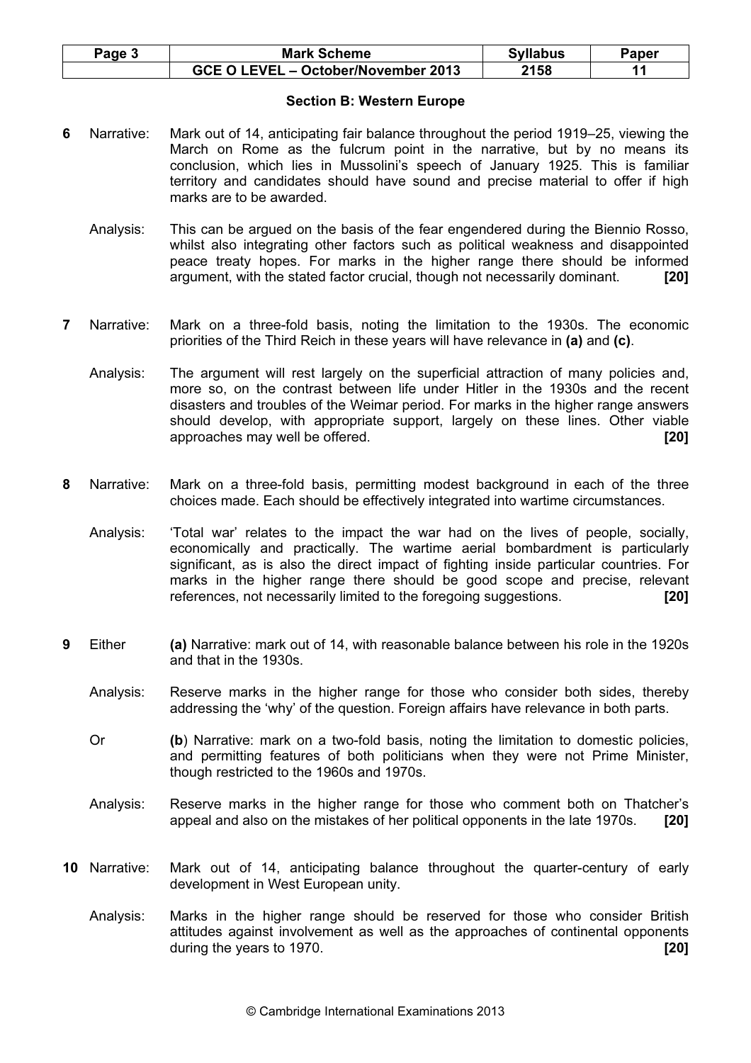## Section B: Western Europe

**6** Narrative: Mark out of 14, anticipating fair balance throughout the period 1919–25, viewing the March on Rome as the fulcrum point in the narrative, but by no means its conclusion, which lies in Mussolini's speech of January 1925. This is familiar territory and candidates should have sound and precise material to offer if high marks are to be awarded.

Analysis: This can be argued on the basis of the fear engendered during the Biennio Rosso, whilst also integrating other factors such as political weakness and disappointed peace treaty hopes. For marks in the higher range there should be informed argument, with the stated factor crucial, though not necessarily dominant. **[20]**

**7** Narrative: Mark on a three-fold basis, noting the limitation to the 1930s. The economic priorities of the Third Reich in these years will have relevance in **(a)** and **(c)**.

Analysis: The argument will rest largely on the superficial attraction of many policies and, more so, on the contrast between life under Hitler in the 1930s and the recent disasters and troubles of the Weimar period. For marks in the higher range answers should develop, with appropriate support, largely on these lines. Other viable approaches may well be offered. **[20]**

**8** Narrative: Mark on a three-fold basis, permitting modest background in each of the three choices made. Each should be effectively integrated into wartime circumstances.

Analysis: 'Total war' relates to the impact the war had on the lives of people, socially, economically and practically. The wartime aerial bombardment is particularly significant, as is also the direct impact of fighting inside particular countries. For marks in the higher range there should be good scope and precise, relevant references, not necessarily limited to the foregoing suggestions. **[20]**

**9** Either **(a)** Narrative: mark out of 14, with reasonable balance between his role in the 1920s and that in the 1930s.

Analysis: Reserve marks in the higher range for those who consider both sides, thereby addressing the 'why' of the question. Foreign affairs have relevance in both parts.

Or **(b**) Narrative: mark on a two-fold basis, noting the limitation to domestic policies, and permitting features of both politicians when they were not Prime Minister, though restricted to the 1960s and 1970s.

Analysis: Reserve marks in the higher range for those who comment both on Thatcher's appeal and also on the mistakes of her political opponents in the late 1970s. **[20]**

**10** Narrative: Mark out of 14, anticipating balance throughout the quarter-century of early development in West European unity.

Analysis: Marks in the higher range should be reserved for those who consider British attitudes against involvement as well as the approaches of continental opponents during the years to 1970. **[20]**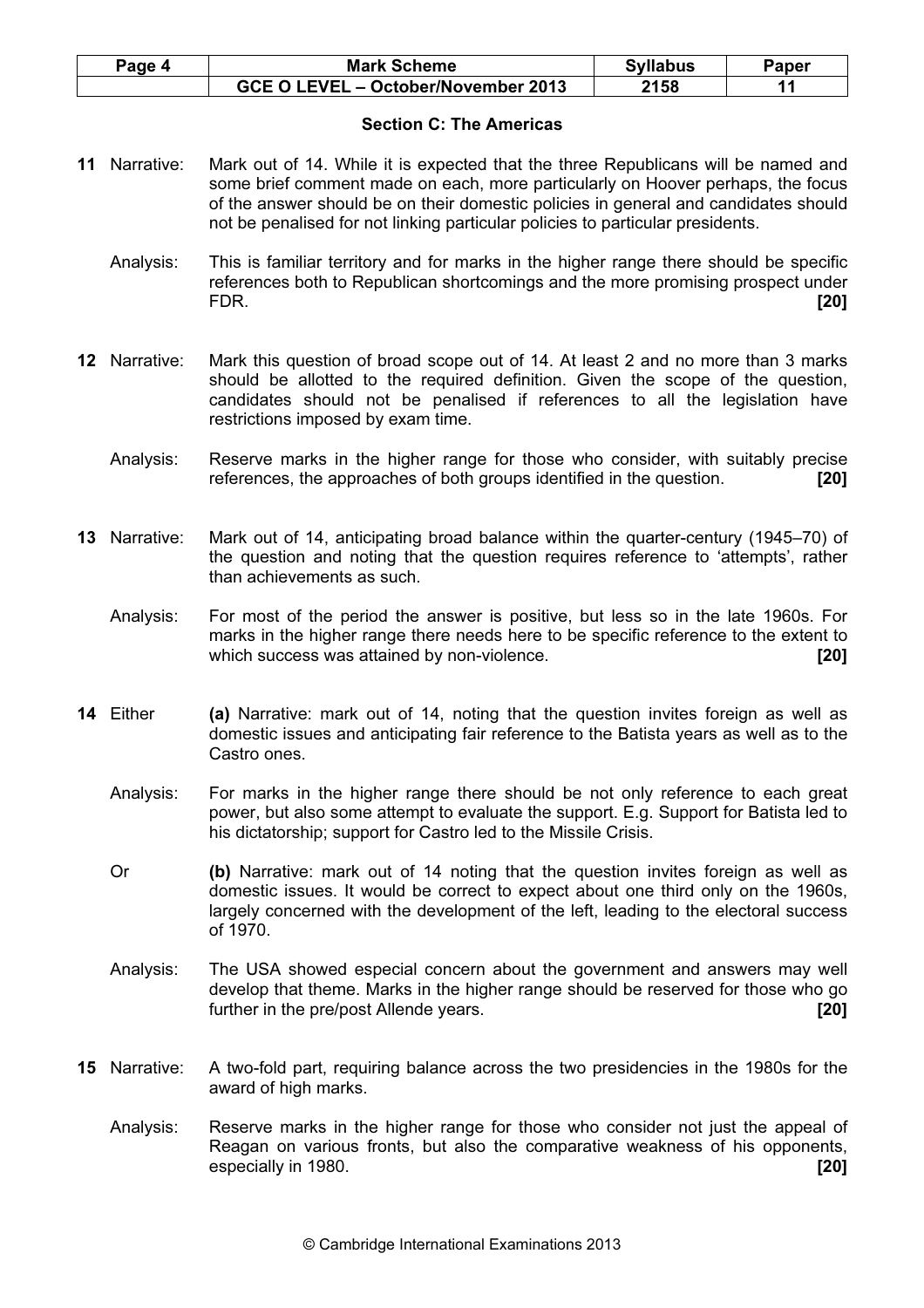## Section C: The Americas

**11** Narrative: Mark out of 14. While it is expected that the three Republicans will be named and some brief comment made on each, more particularly on Hoover perhaps, the focus of the answer should be on their domestic policies in general and candidates should not be penalised for not linking particular policies to particular presidents.

Analysis: This is familiar territory and for marks in the higher range there should be specific references both to Republican shortcomings and the more promising prospect under FDR. **[20]**

**12** Narrative: Mark this question of broad scope out of 14. At least 2 and no more than 3 marks should be allotted to the required definition. Given the scope of the question, candidates should not be penalised if references to all the legislation have restrictions imposed by exam time.

Analysis: Reserve marks in the higher range for those who consider, with suitably precise references, the approaches of both groups identified in the question. **[20]**

**13** Narrative: Mark out of 14, anticipating broad balance within the quarter-century (1945–70) of the question and noting that the question requires reference to 'attempts', rather than achievements as such.

Analysis: For most of the period the answer is positive, but less so in the late 1960s. For marks in the higher range there needs here to be specific reference to the extent to which success was attained by non-violence. **[20]**

**14** Either **(a)** Narrative: mark out of 14, noting that the question invites foreign as well as domestic issues and anticipating fair reference to the Batista years as well as to the Castro ones.

Analysis: For marks in the higher range there should be not only reference to each great power, but also some attempt to evaluate the support. E.g. Support for Batista led to his dictatorship; support for Castro led to the Missile Crisis.

Or **(b)** Narrative: mark out of 14 noting that the question invites foreign as well as domestic issues. It would be correct to expect about one third only on the 1960s, largely concerned with the development of the left, leading to the electoral success of 1970.

Analysis: The USA showed especial concern about the government and answers may well develop that theme. Marks in the higher range should be reserved for those who go further in the pre/post Allende years. **[20]**

**15** Narrative: A two-fold part, requiring balance across the two presidencies in the 1980s for the award of high marks.

Analysis: Reserve marks in the higher range for those who consider not just the appeal of Reagan on various fronts, but also the comparative weakness of his opponents, especially in 1980. **[20]**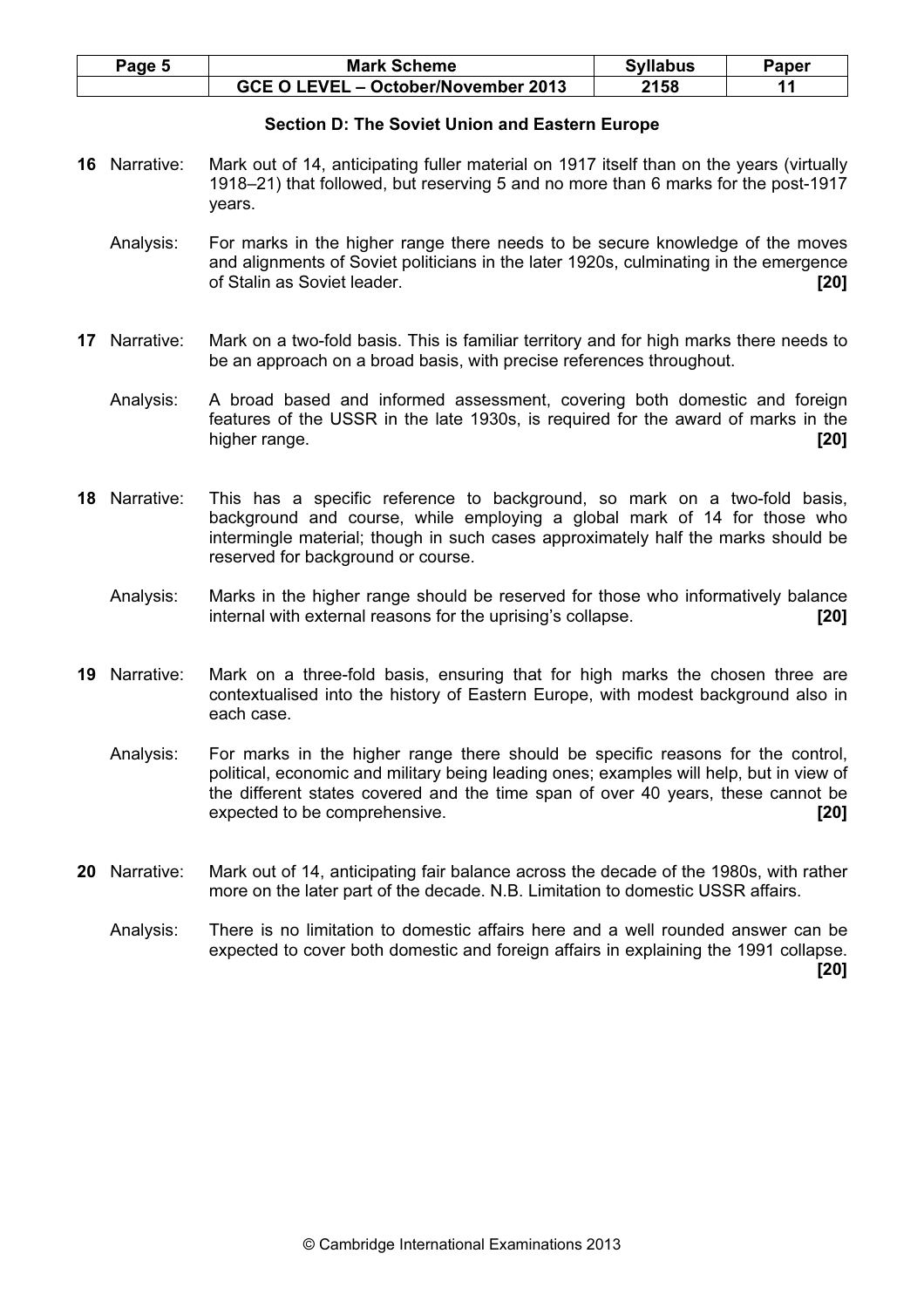## Section D: The Soviet Union and Eastern Europe

**16** Narrative: Mark out of 14, anticipating fuller material on 1917 itself than on the years (virtually 1918–21) that followed, but reserving 5 and no more than 6 marks for the post-1917 years.

Analysis: For marks in the higher range there needs to be secure knowledge of the moves and alignments of Soviet politicians in the later 1920s, culminating in the emergence of Stalin as Soviet leader. **[20]**

**17** Narrative: Mark on a two-fold basis. This is familiar territory and for high marks there needs to be an approach on a broad basis, with precise references throughout.

Analysis: A broad based and informed assessment, covering both domestic and foreign features of the USSR in the late 1930s, is required for the award of marks in the higher range. **[20]**

**18** Narrative: This has a specific reference to background, so mark on a two-fold basis, background and course, while employing a global mark of 14 for those who intermingle material; though in such cases approximately half the marks should be reserved for background or course.

Analysis: Marks in the higher range should be reserved for those who informatively balance internal with external reasons for the uprising's collapse. **[20]**

**19** Narrative: Mark on a three-fold basis, ensuring that for high marks the chosen three are contextualised into the history of Eastern Europe, with modest background also in each case.

Analysis: For marks in the higher range there should be specific reasons for the control, political, economic and military being leading ones; examples will help, but in view of the different states covered and the time span of over 40 years, these cannot be expected to be comprehensive. **[20]**

**20** Narrative: Mark out of 14, anticipating fair balance across the decade of the 1980s, with rather more on the later part of the decade. N.B. Limitation to domestic USSR affairs.

Analysis: There is no limitation to domestic affairs here and a well rounded answer can be expected to cover both domestic and foreign affairs in explaining the 1991 collapse. **[20]**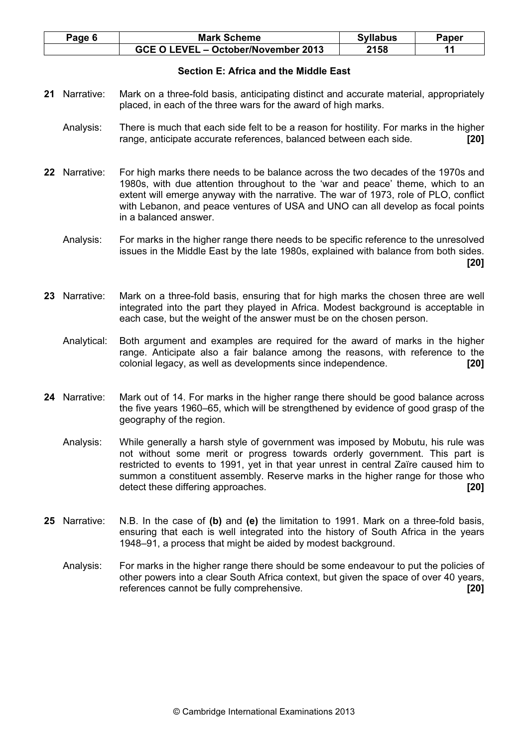## Section E: Africa and the Middle East

**21** Narrative: Mark on a three-fold basis, anticipating distinct and accurate material, appropriately placed, in each of the three wars for the award of high marks.

Analysis: There is much that each side felt to be a reason for hostility. For marks in the higher range, anticipate accurate references, balanced between each side. **[20]**

**22** Narrative: For high marks there needs to be balance across the two decades of the 1970s and 1980s, with due attention throughout to the 'war and peace' theme, which to an extent will emerge anyway with the narrative. The war of 1973, role of PLO, conflict with Lebanon, and peace ventures of USA and UNO can all develop as focal points in a balanced answer.

Analysis: For marks in the higher range there needs to be specific reference to the unresolved issues in the Middle East by the late 1980s, explained with balance from both sides. **[20]**

**23** Narrative: Mark on a three-fold basis, ensuring that for high marks the chosen three are well integrated into the part they played in Africa. Modest background is acceptable in each case, but the weight of the answer must be on the chosen person.

Analytical: Both argument and examples are required for the award of marks in the higher range. Anticipate also a fair balance among the reasons, with reference to the colonial legacy, as well as developments since independence. **[20]**

**24** Narrative: Mark out of 14. For marks in the higher range there should be good balance across the five years 1960–65, which will be strengthened by evidence of good grasp of the geography of the region.

Analysis: While generally a harsh style of government was imposed by Mobutu, his rule was not without some merit or progress towards orderly government. This part is restricted to events to 1991, yet in that year unrest in central Zaïre caused him to summon a constituent assembly. Reserve marks in the higher range for those who detect these differing approaches. **[20]**

**25** Narrative: N.B. In the case of **(b)** and **(e)** the limitation to 1991. Mark on a three-fold basis, ensuring that each is well integrated into the history of South Africa in the years 1948–91, a process that might be aided by modest background.

Analysis: For marks in the higher range there should be some endeavour to put the policies of other powers into a clear South Africa context, but given the space of over 40 years, references cannot be fully comprehensive. **[20]**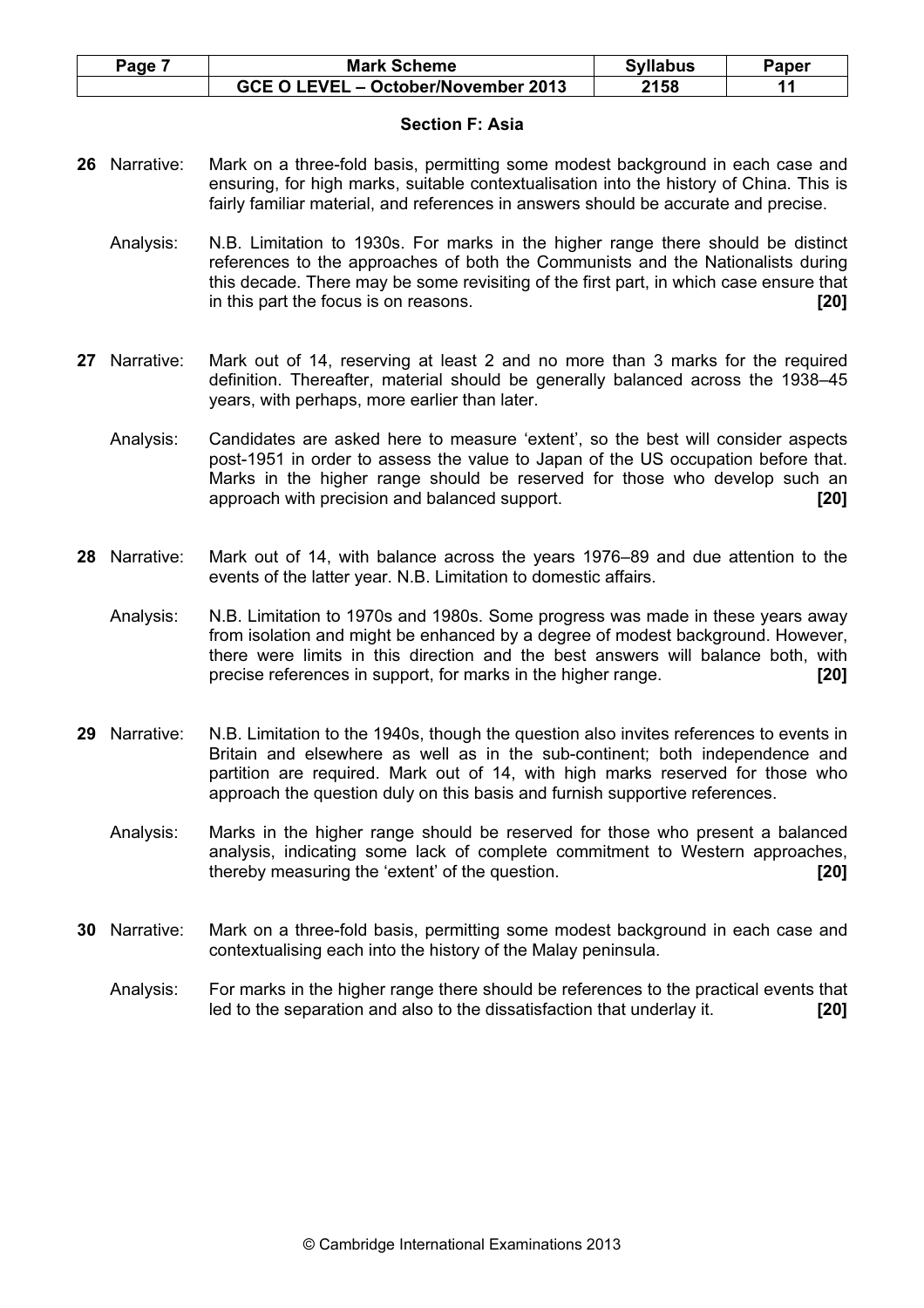## Section F: Asia

**26** Narrative: Mark on a three-fold basis, permitting some modest background in each case and ensuring, for high marks, suitable contextualisation into the history of China. This is fairly familiar material, and references in answers should be accurate and precise.

Analysis: N.B. Limitation to 1930s. For marks in the higher range there should be distinct references to the approaches of both the Communists and the Nationalists during this decade. There may be some revisiting of the first part, in which case ensure that in this part the focus is on reasons. **[20]**

**27** Narrative: Mark out of 14, reserving at least 2 and no more than 3 marks for the required definition. Thereafter, material should be generally balanced across the 1938–45 years, with perhaps, more earlier than later.

Analysis: Candidates are asked here to measure 'extent', so the best will consider aspects post-1951 in order to assess the value to Japan of the US occupation before that. Marks in the higher range should be reserved for those who develop such an approach with precision and balanced support. **[20]**

**28** Narrative: Mark out of 14, with balance across the years 1976–89 and due attention to the events of the latter year. N.B. Limitation to domestic affairs.

Analysis: N.B. Limitation to 1970s and 1980s. Some progress was made in these years away from isolation and might be enhanced by a degree of modest background. However, there were limits in this direction and the best answers will balance both, with precise references in support, for marks in the higher range. **[20]**

**29** Narrative: N.B. Limitation to the 1940s, though the question also invites references to events in Britain and elsewhere as well as in the sub-continent; both independence and partition are required. Mark out of 14, with high marks reserved for those who approach the question duly on this basis and furnish supportive references.

Analysis: Marks in the higher range should be reserved for those who present a balanced analysis, indicating some lack of complete commitment to Western approaches, thereby measuring the 'extent' of the question. **[20]**

**30** Narrative: Mark on a three-fold basis, permitting some modest background in each case and contextualising each into the history of the Malay peninsula.

Analysis: For marks in the higher range there should be references to the practical events that led to the separation and also to the dissatisfaction that underlay it. **[20]**